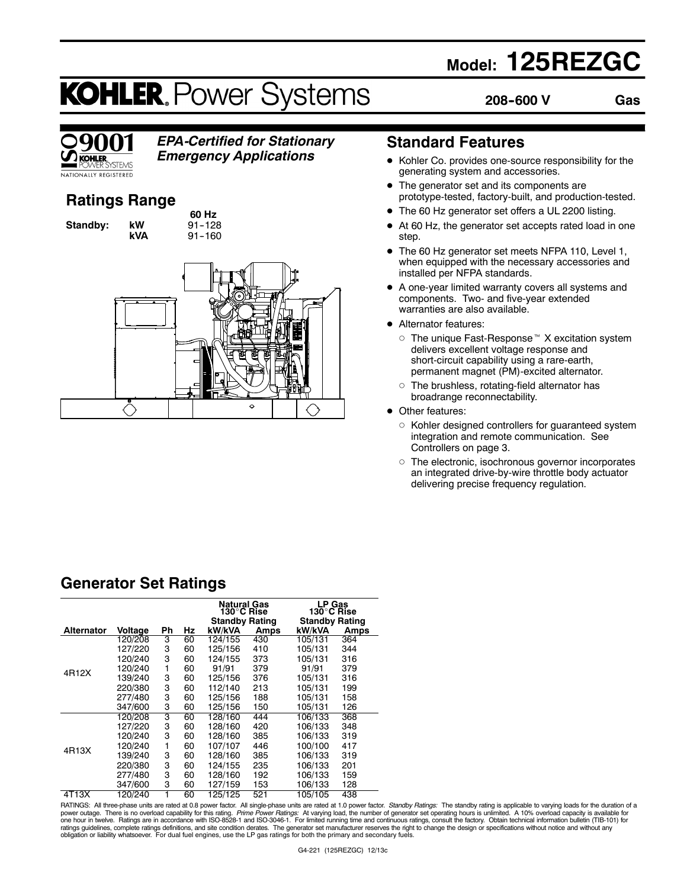# Model: 125REZGC

# KOHLER. Power Systems

**208-600 V** **Gas**

ISO 9001 KOHLER POWER SYSTEMS NATIONALLY REGISTERED

***EPA-Certified for Stationary Emergency Applications***

## Ratings Range

| | | 60 Hz |
|---|---|---|
| **Standby:** | **kW** | 91-128 |
| | **kVA** | 91-160 |

## Standard Features

- Kohler Co. provides one-source responsibility for the generating system and accessories.
- The generator set and its components are prototype-tested, factory-built, and production-tested.
- The 60 Hz generator set offers a UL 2200 listing.
- At 60 Hz, the generator set accepts rated load in one step.
- The 60 Hz generator set meets NFPA 110, Level 1, when equipped with the necessary accessories and installed per NFPA standards.
- A one-year limited warranty covers all systems and components. Two- and five-year extended warranties are also available.
- Alternator features:
  - The unique Fast-Response™ X excitation system delivers excellent voltage response and short-circuit capability using a rare-earth, permanent magnet (PM)-excited alternator.
  - The brushless, rotating-field alternator has broadrange reconnectability.
- Other features:
  - Kohler designed controllers for guaranteed system integration and remote communication. See Controllers on page 3.
  - The electronic, isochronous governor incorporates an integrated drive-by-wire throttle body actuator delivering precise frequency regulation.

## Generator Set Ratings

| | | | | Natural Gas 130°C Rise Standby Rating | | LP Gas 130°C Rise Standby Rating | |
|---|---|---|---|---|---|---|---|
| **Alternator** | **Voltage** | **Ph** | **Hz** | **kW/kVA** | **Amps** | **kW/kVA** | **Amps** |
| 4R12X | 120/208 | 3 | 60 | 124/155 | 430 | 105/131 | 364 |
| | 127/220 | 3 | 60 | 125/156 | 410 | 105/131 | 344 |
| | 120/240 | 3 | 60 | 124/155 | 373 | 105/131 | 316 |
| | 120/240 | 1 | 60 | 91/91 | 379 | 91/91 | 379 |
| | 139/240 | 3 | 60 | 125/156 | 376 | 105/131 | 316 |
| | 220/380 | 3 | 60 | 112/140 | 213 | 105/131 | 199 |
| | 277/480 | 3 | 60 | 125/156 | 188 | 105/131 | 158 |
| | 347/600 | 3 | 60 | 125/156 | 150 | 105/131 | 126 |
| 4R13X | 120/208 | 3 | 60 | 128/160 | 444 | 106/133 | 368 |
| | 127/220 | 3 | 60 | 128/160 | 420 | 106/133 | 348 |
| | 120/240 | 3 | 60 | 128/160 | 385 | 106/133 | 319 |
| | 120/240 | 1 | 60 | 107/107 | 446 | 100/100 | 417 |
| | 139/240 | 3 | 60 | 128/160 | 385 | 106/133 | 319 |
| | 220/380 | 3 | 60 | 124/155 | 235 | 106/133 | 201 |
| | 277/480 | 3 | 60 | 128/160 | 192 | 106/133 | 159 |
| | 347/600 | 3 | 60 | 127/159 | 153 | 106/133 | 128 |
| 4T13X | 120/240 | 1 | 60 | 125/125 | 521 | 105/105 | 438 |

RATINGS: All three-phase units are rated at 0.8 power factor. All single-phase units are rated at 1.0 power factor. *Standby Ratings:* The standby rating is applicable to varying loads for the duration of a power outage. There is no overload capability for this rating. *Prime Power Ratings:* At varying load, the number of generator set operating hours is unlimited. A 10% overload capacity is available for one hour in twelve. Ratings are in accordance with ISO-8528-1 and ISO-3046-1. For limited running time and continuous ratings, consult the factory. Obtain technical information bulletin (TIB-101) for ratings guidelines, complete ratings definitions, and site condition derates. The generator set manufacturer reserves the right to change the design or specifications without notice and without any obligation or liability whatsoever. For dual fuel engines, use the LP gas ratings for both the primary and secondary fuels.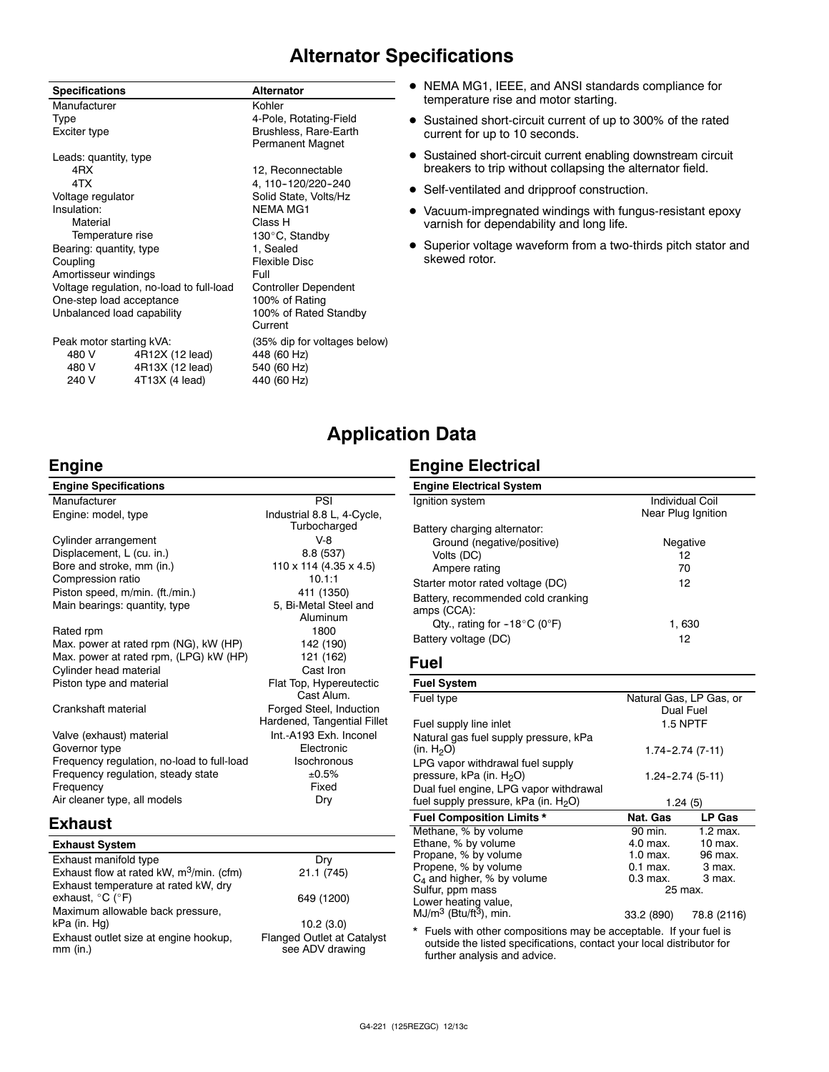# Alternator Specifications

| Specifications | | Alternator |
|---|---|---|
| Manufacturer | | Kohler |
| Type | | 4-Pole, Rotating-Field |
| Exciter type | | Brushless, Rare-Earth Permanent Magnet |
| Leads: quantity, type | | |
| 4RX | | 12, Reconnectable |
| 4TX | | 4, 110-120/220-240 |
| Voltage regulator | | Solid State, Volts/Hz |
| Insulation: | | NEMA MG1 |
| Material | | Class H |
| Temperature rise | | 130°C, Standby |
| Bearing: quantity, type | | 1, Sealed |
| Coupling | | Flexible Disc |
| Amortisseur windings | | Full |
| Voltage regulation, no-load to full-load | | Controller Dependent |
| One-step load acceptance | | 100% of Rating |
| Unbalanced load capability | | 100% of Rated Standby Current |
| Peak motor starting kVA: | | (35% dip for voltages below) |
| 480 V | 4R12X (12 lead) | 448 (60 Hz) |
| 480 V | 4R13X (12 lead) | 540 (60 Hz) |
| 240 V | 4T13X (4 lead) | 440 (60 Hz) |

- NEMA MG1, IEEE, and ANSI standards compliance for temperature rise and motor starting.
- Sustained short-circuit current of up to 300% of the rated current for up to 10 seconds.
- Sustained short-circuit current enabling downstream circuit breakers to trip without collapsing the alternator field.
- Self-ventilated and dripproof construction.
- Vacuum-impregnated windings with fungus-resistant epoxy varnish for dependability and long life.
- Superior voltage waveform from a two-thirds pitch stator and skewed rotor.

# Application Data

## Engine

| Engine Specifications | |
|---|---|
| Manufacturer | PSI |
| Engine: model, type | Industrial 8.8 L, 4-Cycle, Turbocharged |
| Cylinder arrangement | V-8 |
| Displacement, L (cu. in.) | 8.8 (537) |
| Bore and stroke, mm (in.) | 110 x 114 (4.35 x 4.5) |
| Compression ratio | 10.1:1 |
| Piston speed, m/min. (ft./min.) | 411 (1350) |
| Main bearings: quantity, type | 5, Bi-Metal Steel and Aluminum |
| Rated rpm | 1800 |
| Max. power at rated rpm (NG), kW (HP) | 142 (190) |
| Max. power at rated rpm, (LPG) kW (HP) | 121 (162) |
| Cylinder head material | Cast Iron |
| Piston type and material | Flat Top, Hypereutectic Cast Alum. |
| Crankshaft material | Forged Steel, Induction Hardened, Tangential Fillet |
| Valve (exhaust) material | Int.-A193 Exh. Inconel |
| Governor type | Electronic |
| Frequency regulation, no-load to full-load | Isochronous |
| Frequency regulation, steady state | ±0.5% |
| Frequency | Fixed |
| Air cleaner type, all models | Dry |

## Exhaust

| Exhaust System | |
|---|---|
| Exhaust manifold type | Dry |
| Exhaust flow at rated kW, $m^3$/min. (cfm) | 21.1 (745) |
| Exhaust temperature at rated kW, dry exhaust, °C (°F) | 649 (1200) |
| Maximum allowable back pressure, kPa (in. Hg) | 10.2 (3.0) |
| Exhaust outlet size at engine hookup, mm (in.) | Flanged Outlet at Catalyst see ADV drawing |

## Engine Electrical

| Engine Electrical System | |
|---|---|
| Ignition system | Individual Coil Near Plug Ignition |
| Battery charging alternator: | |
| Ground (negative/positive) | Negative |
| Volts (DC) | 12 |
| Ampere rating | 70 |
| Starter motor rated voltage (DC) | 12 |
| Battery, recommended cold cranking amps (CCA): | |
| Qty., rating for -18°C (0°F) | 1, 630 |
| Battery voltage (DC) | 12 |

## Fuel

| Fuel System | | |
|---|---|---|
| Fuel type | Natural Gas, LP Gas, or Dual Fuel | |
| Fuel supply line inlet | 1.5 NPTF | |
| Natural gas fuel supply pressure, kPa (in. $H_2O$) | 1.74-2.74 (7-11) | |
| LPG vapor withdrawal fuel supply pressure, kPa (in. $H_2O$) | 1.24-2.74 (5-11) | |
| Dual fuel engine, LPG vapor withdrawal fuel supply pressure, kPa (in. $H_2O$) | 1.24 (5) | |
| **Fuel Composition Limits *** | **Nat. Gas** | **LP Gas** |
| Methane, % by volume | 90 min. | 1.2 max. |
| Ethane, % by volume | 4.0 max. | 10 max. |
| Propane, % by volume | 1.0 max. | 96 max. |
| Propene, % by volume | 0.1 max. | 3 max. |
| $C_4$ and higher, % by volume | 0.3 max. | 3 max. |
| Sulfur, ppm mass | 25 max. | |
| Lower heating value, MJ/$m^3$ (Btu/$ft^3$), min. | 33.2 (890) | 78.8 (2116) |

\* Fuels with other compositions may be acceptable. If your fuel is outside the listed specifications, contact your local distributor for further analysis and advice.

G4-221 (125REZGC) 12/13c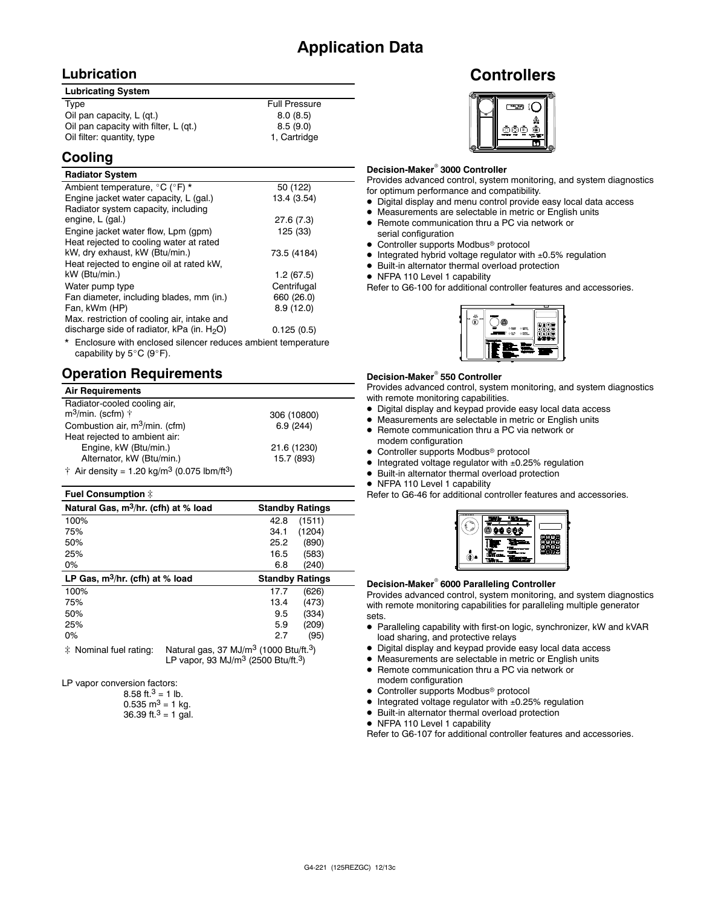# Application Data

## Lubrication

| Lubricating System | |
|---|---|
| Type | Full Pressure |
| Oil pan capacity, L (qt.) | 8.0 (8.5) |
| Oil pan capacity with filter, L (qt.) | 8.5 (9.0) |
| Oil filter: quantity, type | 1, Cartridge |

## Cooling

| Radiator System | |
|---|---|
| Ambient temperature, °C (°F) * | 50 (122) |
| Engine jacket water capacity, L (gal.) | 13.4 (3.54) |
| Radiator system capacity, including engine, L (gal.) | 27.6 (7.3) |
| Engine jacket water flow, Lpm (gpm) | 125 (33) |
| Heat rejected to cooling water at rated kW, dry exhaust, kW (Btu/min.) | 73.5 (4184) |
| Heat rejected to engine oil at rated kW, kW (Btu/min.) | 1.2 (67.5) |
| Water pump type | Centrifugal |
| Fan diameter, including blades, mm (in.) | 660 (26.0) |
| Fan, kWm (HP) | 8.9 (12.0) |
| Max. restriction of cooling air, intake and discharge side of radiator, kPa (in. $H_2O$) | 0.125 (0.5) |

\* Enclosure with enclosed silencer reduces ambient temperature capability by 5°C (9°F).

## Operation Requirements

| Air Requirements | |
|---|---|
| Radiator-cooled cooling air, $m^3$/min. (scfm) † | 306 (10800) |
| Combustion air, $m^3$/min. (cfm) | 6.9 (244) |
| Heat rejected to ambient air: | |
| Engine, kW (Btu/min.) | 21.6 (1230) |
| Alternator, kW (Btu/min.) | 15.7 (893) |

† Air density = 1.20 kg/$m^3$ (0.075 lbm/$ft^3$)

| Fuel Consumption ‡ | |
|---|---|
| Natural Gas, $m^3$/hr. (cfh) at % load | Standby Ratings |
| 100% | 42.8 (1511) |
| 75% | 34.1 (1204) |
| 50% | 25.2 (890) |
| 25% | 16.5 (583) |
| 0% | 6.8 (240) |
| LP Gas, $m^3$/hr. (cfh) at % load | Standby Ratings |
| 100% | 17.7 (626) |
| 75% | 13.4 (473) |
| 50% | 9.5 (334) |
| 25% | 5.9 (209) |
| 0% | 2.7 (95) |

‡ Nominal fuel rating: Natural gas, 37 MJ/$m^3$ (1000 Btu/ft.$^3$)
LP vapor, 93 MJ/$m^3$ (2500 Btu/ft.$^3$)

LP vapor conversion factors:
8.58 ft.$^3$ = 1 lb.
0.535 $m^3$ = 1 kg.
36.39 ft.$^3$ = 1 gal.

# Controllers

**Decision-Maker® 3000 Controller**

Provides advanced control, system monitoring, and system diagnostics for optimum performance and compatibility.

- Digital display and menu control provide easy local data access
- Measurements are selectable in metric or English units
- Remote communication thru a PC via network or serial configuration
- Controller supports Modbus® protocol
- Integrated hybrid voltage regulator with ±0.5% regulation
- Built-in alternator thermal overload protection
- NFPA 110 Level 1 capability

Refer to G6-100 for additional controller features and accessories.

**Decision-Maker® 550 Controller**

Provides advanced control, system monitoring, and system diagnostics with remote monitoring capabilities.

- Digital display and keypad provide easy local data access
- Measurements are selectable in metric or English units
- Remote communication thru a PC via network or modem configuration
- Controller supports Modbus® protocol
- Integrated voltage regulator with ±0.25% regulation
- Built-in alternator thermal overload protection
- NFPA 110 Level 1 capability

Refer to G6-46 for additional controller features and accessories.

**Decision-Maker® 6000 Paralleling Controller**

Provides advanced control, system monitoring, and system diagnostics with remote monitoring capabilities for paralleling multiple generator sets.

- Paralleling capability with first-on logic, synchronizer, kW and kVAR load sharing, and protective relays
- Digital display and keypad provide easy local data access
- Measurements are selectable in metric or English units
- Remote communication thru a PC via network or modem configuration
- Controller supports Modbus® protocol
- Integrated voltage regulator with ±0.25% regulation
- Built-in alternator thermal overload protection
- NFPA 110 Level 1 capability

Refer to G6-107 for additional controller features and accessories.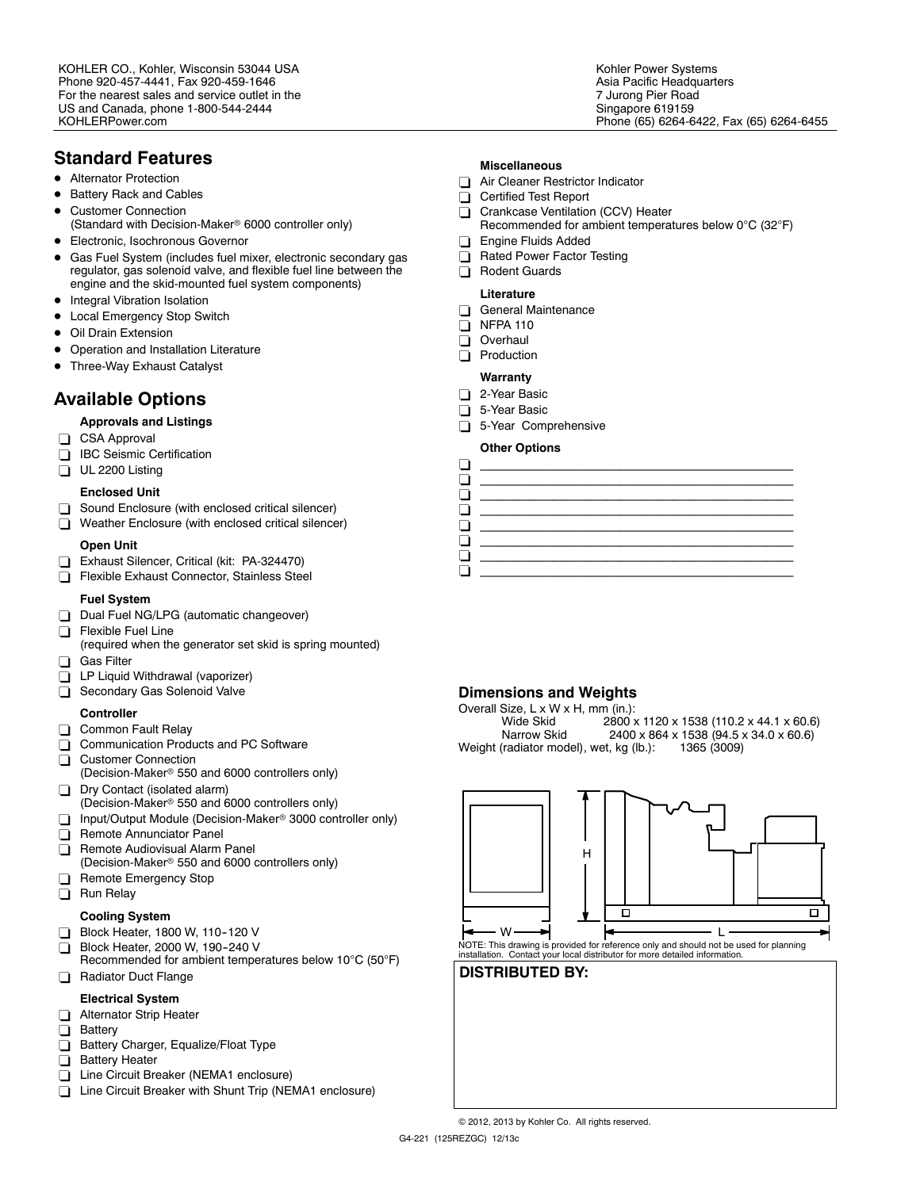KOHLER CO., Kohler, Wisconsin 53044 USA
Phone 920-457-4441, Fax 920-459-1646
For the nearest sales and service outlet in the US and Canada, phone 1-800-544-2444
KOHLERPower.com

Kohler Power Systems
Asia Pacific Headquarters
7 Jurong Pier Road
Singapore 619159
Phone (65) 6264-6422, Fax (65) 6264-6455

## Standard Features

- Alternator Protection
- Battery Rack and Cables
- Customer Connection (Standard with Decision-Maker® 6000 controller only)
- Electronic, Isochronous Governor
- Gas Fuel System (includes fuel mixer, electronic secondary gas regulator, gas solenoid valve, and flexible fuel line between the engine and the skid-mounted fuel system components)
- Integral Vibration Isolation
- Local Emergency Stop Switch
- Oil Drain Extension
- Operation and Installation Literature
- Three-Way Exhaust Catalyst

## Available Options

### Approvals and Listings

- ❑ CSA Approval
- ❑ IBC Seismic Certification
- ❑ UL 2200 Listing

### Enclosed Unit

- ❑ Sound Enclosure (with enclosed critical silencer)
- ❑ Weather Enclosure (with enclosed critical silencer)

### Open Unit

- ❑ Exhaust Silencer, Critical (kit: PA-324470)
- ❑ Flexible Exhaust Connector, Stainless Steel

### Fuel System

- ❑ Dual Fuel NG/LPG (automatic changeover)
- ❑ Flexible Fuel Line (required when the generator set skid is spring mounted)
- ❑ Gas Filter
- ❑ LP Liquid Withdrawal (vaporizer)
- ❑ Secondary Gas Solenoid Valve

### Controller

- ❑ Common Fault Relay
- ❑ Communication Products and PC Software
- ❑ Customer Connection (Decision-Maker® 550 and 6000 controllers only)
- ❑ Dry Contact (isolated alarm) (Decision-Maker® 550 and 6000 controllers only)
- ❑ Input/Output Module (Decision-Maker® 3000 controller only)
- ❑ Remote Annunciator Panel
- ❑ Remote Audiovisual Alarm Panel (Decision-Maker® 550 and 6000 controllers only)
- ❑ Remote Emergency Stop
- ❑ Run Relay

### Cooling System

- ❑ Block Heater, 1800 W, 110-120 V
- ❑ Block Heater, 2000 W, 190-240 V
  Recommended for ambient temperatures below 10°C (50°F)
- ❑ Radiator Duct Flange

### Electrical System

- ❑ Alternator Strip Heater
- ❑ Battery
- ❑ Battery Charger, Equalize/Float Type
- ❑ Battery Heater
- ❑ Line Circuit Breaker (NEMA1 enclosure)
- ❑ Line Circuit Breaker with Shunt Trip (NEMA1 enclosure)

### Miscellaneous

- ❑ Air Cleaner Restrictor Indicator
- ❑ Certified Test Report
- ❑ Crankcase Ventilation (CCV) Heater
  Recommended for ambient temperatures below 0°C (32°F)
- ❑ Engine Fluids Added
- ❑ Rated Power Factor Testing
- ❑ Rodent Guards

### Literature

- ❑ General Maintenance
- ❑ NFPA 110
- ❑ Overhaul
- ❑ Production

### Warranty

- ❑ 2-Year Basic
- ❑ 5-Year Basic
- ❑ 5-Year Comprehensive

### Other Options

- ❑ ____________________________________________
- ❑ ____________________________________________
- ❑ ____________________________________________
- ❑ ____________________________________________
- ❑ ____________________________________________
- ❑ ____________________________________________
- ❑ ____________________________________________
- ❑ ____________________________________________

## Dimensions and Weights

Overall Size, L x W x H, mm (in.):

Wide Skid 2800 x 1120 x 1538 (110.2 x 44.1 x 60.6)

Narrow Skid 2400 x 864 x 1538 (94.5 x 34.0 x 60.6)

Weight (radiator model), wet, kg (lb.): 1365 (3009)

H

W

L

NOTE: This drawing is provided for reference only and should not be used for planning installation. Contact your local distributor for more detailed information.

**DISTRIBUTED BY:**

© 2012, 2013 by Kohler Co. All rights reserved.

G4-221 (125REZGC) 12/13c